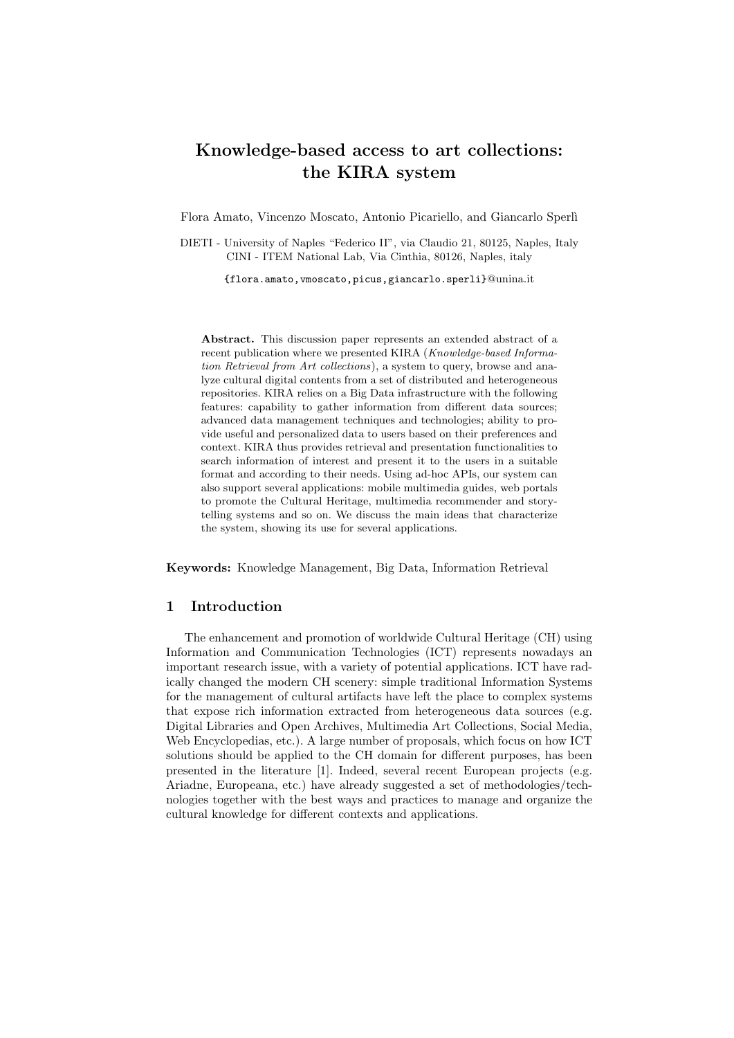# Knowledge-based access to art collections: the KIRA system

Flora Amato, Vincenzo Moscato, Antonio Picariello, and Giancarlo Sperlì

DIETI - University of Naples "Federico II", via Claudio 21, 80125, Naples, Italy
CINI - ITEM National Lab, Via Cinthia, 80126, Naples, italy

{flora.amato,vmoscato,picus,giancarlo.sperli}@unina.it

**Abstract.** This discussion paper represents an extended abstract of a recent publication where we presented KIRA (*Knowledge-based Information Retrieval from Art collections*), a system to query, browse and analyze cultural digital contents from a set of distributed and heterogeneous repositories. KIRA relies on a Big Data infrastructure with the following features: capability to gather information from different data sources; advanced data management techniques and technologies; ability to provide useful and personalized data to users based on their preferences and context. KIRA thus provides retrieval and presentation functionalities to search information of interest and present it to the users in a suitable format and according to their needs. Using ad-hoc APIs, our system can also support several applications: mobile multimedia guides, web portals to promote the Cultural Heritage, multimedia recommender and storytelling systems and so on. We discuss the main ideas that characterize the system, showing its use for several applications.

**Keywords:** Knowledge Management, Big Data, Information Retrieval

## 1 Introduction

The enhancement and promotion of worldwide Cultural Heritage (CH) using Information and Communication Technologies (ICT) represents nowadays an important research issue, with a variety of potential applications. ICT have radically changed the modern CH scenery: simple traditional Information Systems for the management of cultural artifacts have left the place to complex systems that expose rich information extracted from heterogeneous data sources (e.g. Digital Libraries and Open Archives, Multimedia Art Collections, Social Media, Web Encyclopedias, etc.). A large number of proposals, which focus on how ICT solutions should be applied to the CH domain for different purposes, has been presented in the literature [1]. Indeed, several recent European projects (e.g. Ariadne, Europeana, etc.) have already suggested a set of methodologies/technologies together with the best ways and practices to manage and organize the cultural knowledge for different contexts and applications.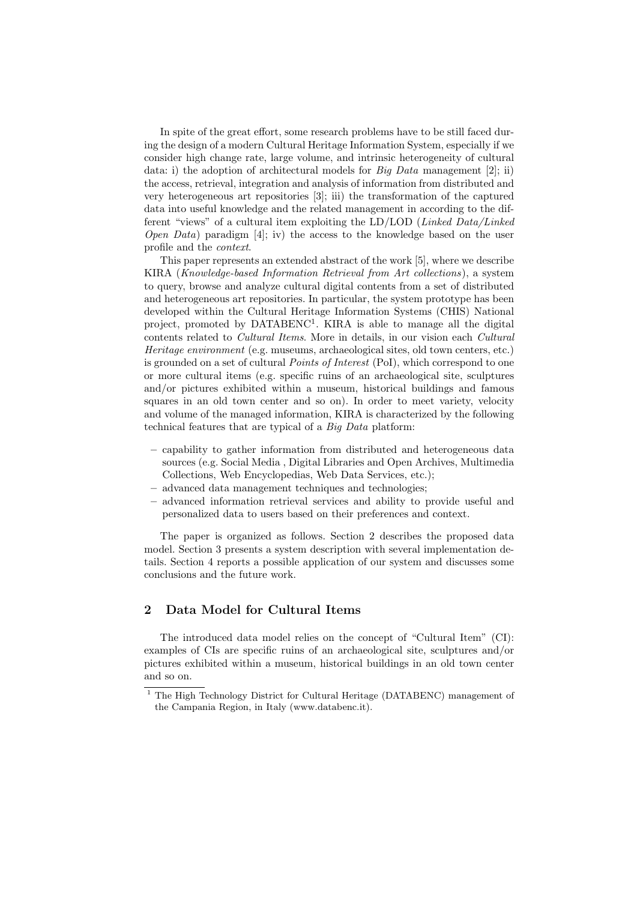In spite of the great effort, some research problems have to be still faced during the design of a modern Cultural Heritage Information System, especially if we consider high change rate, large volume, and intrinsic heterogeneity of cultural data: i) the adoption of architectural models for *Big Data* management [2]; ii) the access, retrieval, integration and analysis of information from distributed and very heterogeneous art repositories [3]; iii) the transformation of the captured data into useful knowledge and the related management in according to the different "views" of a cultural item exploiting the LD/LOD (*Linked Data/Linked Open Data*) paradigm [4]; iv) the access to the knowledge based on the user profile and the *context*.

This paper represents an extended abstract of the work [5], where we describe KIRA (*Knowledge-based Information Retrieval from Art collections*), a system to query, browse and analyze cultural digital contents from a set of distributed and heterogeneous art repositories. In particular, the system prototype has been developed within the Cultural Heritage Information Systems (CHIS) National project, promoted by DATABENC[1]. KIRA is able to manage all the digital contents related to *Cultural Items*. More in details, in our vision each *Cultural Heritage environment* (e.g. museums, archaeological sites, old town centers, etc.) is grounded on a set of cultural *Points of Interest* (PoI), which correspond to one or more cultural items (e.g. specific ruins of an archaeological site, sculptures and/or pictures exhibited within a museum, historical buildings and famous squares in an old town center and so on). In order to meet variety, velocity and volume of the managed information, KIRA is characterized by the following technical features that are typical of a *Big Data* platform:

- capability to gather information from distributed and heterogeneous data sources (e.g. Social Media , Digital Libraries and Open Archives, Multimedia Collections, Web Encyclopedias, Web Data Services, etc.);
- advanced data management techniques and technologies;
- advanced information retrieval services and ability to provide useful and personalized data to users based on their preferences and context.

The paper is organized as follows. Section 2 describes the proposed data model. Section 3 presents a system description with several implementation details. Section 4 reports a possible application of our system and discusses some conclusions and the future work.

## 2 Data Model for Cultural Items

The introduced data model relies on the concept of "Cultural Item" (CI): examples of CIs are specific ruins of an archaeological site, sculptures and/or pictures exhibited within a museum, historical buildings in an old town center and so on.

[1] The High Technology District for Cultural Heritage (DATABENC) management of the Campania Region, in Italy (www.databenc.it).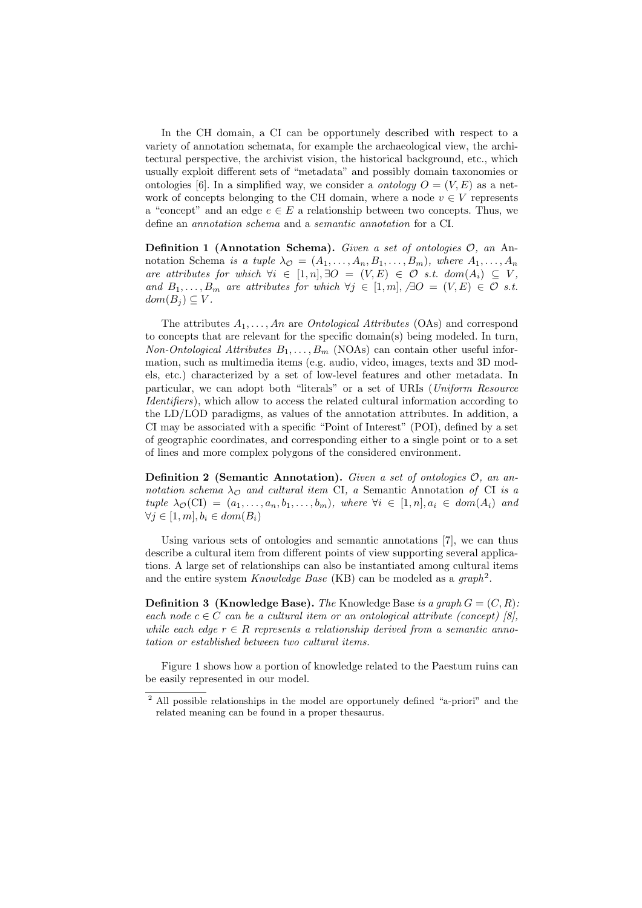In the CH domain, a CI can be opportunely described with respect to a variety of annotation schemata, for example the archaeological view, the architectural perspective, the archivist vision, the historical background, etc., which usually exploit different sets of "metadata" and possibly domain taxonomies or ontologies [6]. In a simplified way, we consider a *ontology* $O = (V, E)$ as a network of concepts belonging to the CH domain, where a node $v \in V$ represents a "concept" and an edge $e \in E$ a relationship between two concepts. Thus, we define an *annotation schema* and a *semantic annotation* for a CI.

**Definition 1 (Annotation Schema).** *Given a set of ontologies $\mathcal{O}$, an* Annotation Schema *is a tuple $\lambda_{\mathcal{O}} = (A_1, \ldots, A_n, B_1, \ldots, B_m)$, where $A_1, \ldots, A_n$ are attributes for which $\forall i \in [1, n], \exists O = (V, E) \in \mathcal{O}$ s.t. $dom(A_i) \subseteq V$, and $B_1, \ldots, B_m$ are attributes for which $\forall j \in [1, m], \nexists O = (V, E) \in \mathcal{O}$ s.t. $dom(B_j) \subseteq V$.*

The attributes $A_1, \ldots, An$ are *Ontological Attributes* (OAs) and correspond to concepts that are relevant for the specific domain(s) being modeled. In turn, *Non-Ontological Attributes* $B_1, \ldots, B_m$ (NOAs) can contain other useful information, such as multimedia items (e.g. audio, video, images, texts and 3D models, etc.) characterized by a set of low-level features and other metadata. In particular, we can adopt both "literals" or a set of URIs (*Uniform Resource Identifiers*), which allow to access the related cultural information according to the LD/LOD paradigms, as values of the annotation attributes. In addition, a CI may be associated with a specific "Point of Interest" (POI), defined by a set of geographic coordinates, and corresponding either to a single point or to a set of lines and more complex polygons of the considered environment.

**Definition 2 (Semantic Annotation).** *Given a set of ontologies $\mathcal{O}$, an annotation schema $\lambda_{\mathcal{O}}$ and cultural item* CI*, a* Semantic Annotation *of* CI *is a tuple $\lambda_{\mathcal{O}}(\mathrm{CI}) = (a_1, \ldots, a_n, b_1, \ldots, b_m)$, where $\forall i \in [1, n], a_i \in dom(A_i)$ and $\forall j \in [1, m], b_i \in dom(B_i)$*

Using various sets of ontologies and semantic annotations [7], we can thus describe a cultural item from different points of view supporting several applications. A large set of relationships can also be instantiated among cultural items and the entire system *Knowledge Base* (KB) can be modeled as a *graph*[2].

**Definition 3 (Knowledge Base).** *The* Knowledge Base *is a graph $G = (C, R)$: each node $c \in C$ can be a cultural item or an ontological attribute (concept) [8], while each edge $r \in R$ represents a relationship derived from a semantic annotation or established between two cultural items.*

Figure 1 shows how a portion of knowledge related to the Paestum ruins can be easily represented in our model.

[2] All possible relationships in the model are opportunely defined "a-priori" and the related meaning can be found in a proper thesaurus.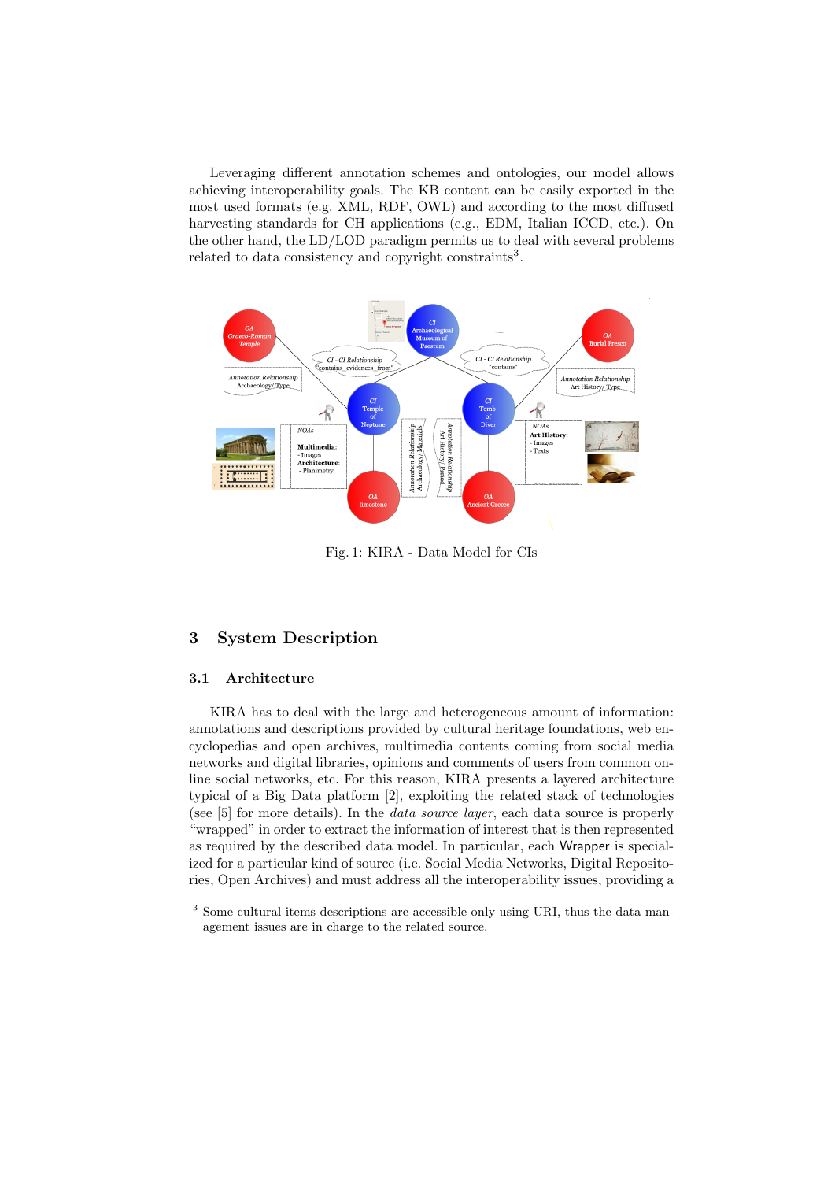Leveraging different annotation schemes and ontologies, our model allows achieving interoperability goals. The KB content can be easily exported in the most used formats (e.g. XML, RDF, OWL) and according to the most diffused harvesting standards for CH applications (e.g., EDM, Italian ICCD, etc.). On the other hand, the LD/LOD paradigm permits us to deal with several problems related to data consistency and copyright constraints[3].

Fig. 1: KIRA - Data Model for CIs

## 3 System Description

### 3.1 Architecture

KIRA has to deal with the large and heterogeneous amount of information: annotations and descriptions provided by cultural heritage foundations, web encyclopedias and open archives, multimedia contents coming from social media networks and digital libraries, opinions and comments of users from common online social networks, etc. For this reason, KIRA presents a layered architecture typical of a Big Data platform [2], exploiting the related stack of technologies (see [5] for more details). In the *data source layer*, each data source is properly "wrapped" in order to extract the information of interest that is then represented as required by the described data model. In particular, each Wrapper is specialized for a particular kind of source (i.e. Social Media Networks, Digital Repositories, Open Archives) and must address all the interoperability issues, providing a

[3] Some cultural items descriptions are accessible only using URI, thus the data management issues are in charge to the related source.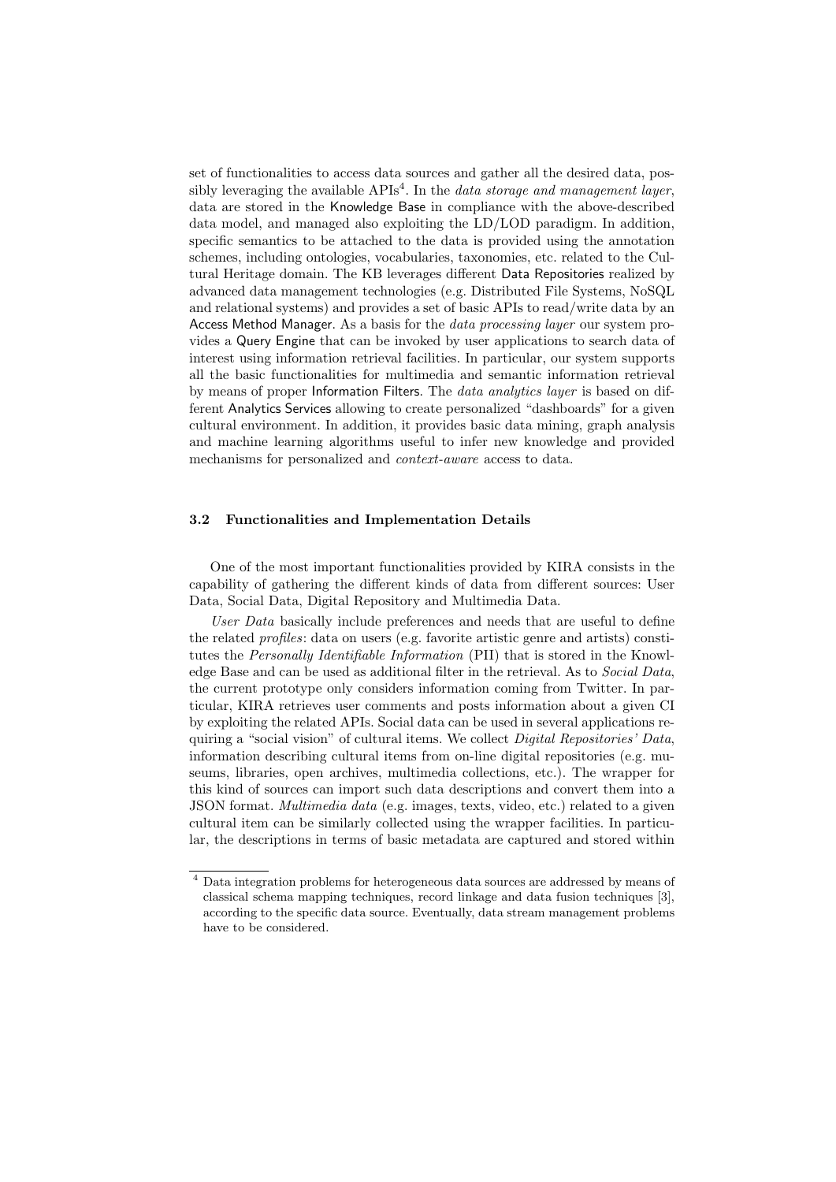set of functionalities to access data sources and gather all the desired data, possibly leveraging the available APIs[4]. In the *data storage and management layer*, data are stored in the Knowledge Base in compliance with the above-described data model, and managed also exploiting the LD/LOD paradigm. In addition, specific semantics to be attached to the data is provided using the annotation schemes, including ontologies, vocabularies, taxonomies, etc. related to the Cultural Heritage domain. The KB leverages different Data Repositories realized by advanced data management technologies (e.g. Distributed File Systems, NoSQL and relational systems) and provides a set of basic APIs to read/write data by an Access Method Manager. As a basis for the *data processing layer* our system provides a Query Engine that can be invoked by user applications to search data of interest using information retrieval facilities. In particular, our system supports all the basic functionalities for multimedia and semantic information retrieval by means of proper Information Filters. The *data analytics layer* is based on different Analytics Services allowing to create personalized "dashboards" for a given cultural environment. In addition, it provides basic data mining, graph analysis and machine learning algorithms useful to infer new knowledge and provided mechanisms for personalized and *context-aware* access to data.

### 3.2 Functionalities and Implementation Details

One of the most important functionalities provided by KIRA consists in the capability of gathering the different kinds of data from different sources: User Data, Social Data, Digital Repository and Multimedia Data.

*User Data* basically include preferences and needs that are useful to define the related *profiles*: data on users (e.g. favorite artistic genre and artists) constitutes the *Personally Identifiable Information* (PII) that is stored in the Knowledge Base and can be used as additional filter in the retrieval. As to *Social Data*, the current prototype only considers information coming from Twitter. In particular, KIRA retrieves user comments and posts information about a given CI by exploiting the related APIs. Social data can be used in several applications requiring a "social vision" of cultural items. We collect *Digital Repositories' Data*, information describing cultural items from on-line digital repositories (e.g. museums, libraries, open archives, multimedia collections, etc.). The wrapper for this kind of sources can import such data descriptions and convert them into a JSON format. *Multimedia data* (e.g. images, texts, video, etc.) related to a given cultural item can be similarly collected using the wrapper facilities. In particular, the descriptions in terms of basic metadata are captured and stored within

[4] Data integration problems for heterogeneous data sources are addressed by means of classical schema mapping techniques, record linkage and data fusion techniques [3], according to the specific data source. Eventually, data stream management problems have to be considered.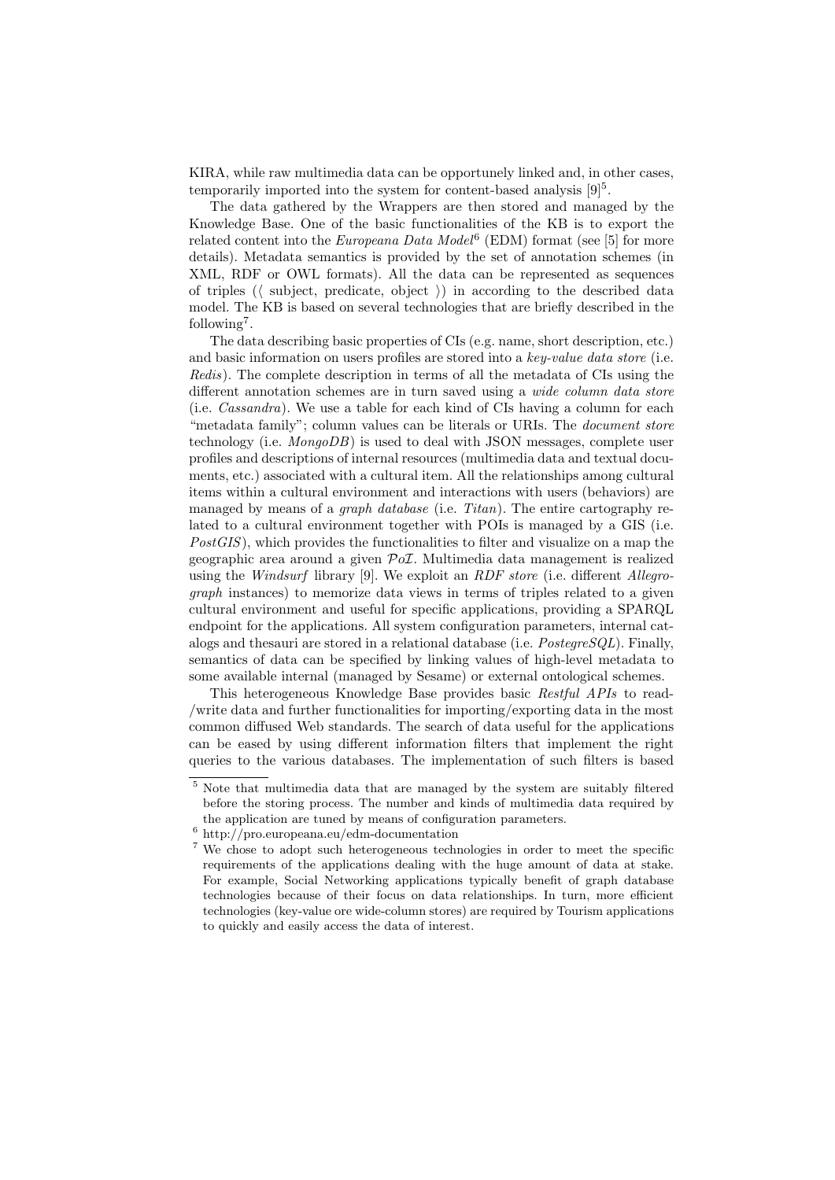KIRA, while raw multimedia data can be opportunely linked and, in other cases, temporarily imported into the system for content-based analysis [9][5].

The data gathered by the Wrappers are then stored and managed by the Knowledge Base. One of the basic functionalities of the KB is to export the related content into the *Europeana Data Model*[6] (EDM) format (see [5] for more details). Metadata semantics is provided by the set of annotation schemes (in XML, RDF or OWL formats). All the data can be represented as sequences of triples ($\langle$ subject, predicate, object $\rangle$) in according to the described data model. The KB is based on several technologies that are briefly described in the following[7].

The data describing basic properties of CIs (e.g. name, short description, etc.) and basic information on users profiles are stored into a *key-value data store* (i.e. *Redis*). The complete description in terms of all the metadata of CIs using the different annotation schemes are in turn saved using a *wide column data store* (i.e. *Cassandra*). We use a table for each kind of CIs having a column for each "metadata family"; column values can be literals or URIs. The *document store* technology (i.e. *MongoDB*) is used to deal with JSON messages, complete user profiles and descriptions of internal resources (multimedia data and textual documents, etc.) associated with a cultural item. All the relationships among cultural items within a cultural environment and interactions with users (behaviors) are managed by means of a *graph database* (i.e. *Titan*). The entire cartography related to a cultural environment together with POIs is managed by a GIS (i.e. *PostGIS*), which provides the functionalities to filter and visualize on a map the geographic area around a given $\mathcal{PoI}$. Multimedia data management is realized using the *Windsurf* library [9]. We exploit an *RDF store* (i.e. different *Allegrograph* instances) to memorize data views in terms of triples related to a given cultural environment and useful for specific applications, providing a SPARQL endpoint for the applications. All system configuration parameters, internal catalogs and thesauri are stored in a relational database (i.e. *PostegreSQL*). Finally, semantics of data can be specified by linking values of high-level metadata to some available internal (managed by Sesame) or external ontological schemes.

This heterogeneous Knowledge Base provides basic *Restful APIs* to read-/write data and further functionalities for importing/exporting data in the most common diffused Web standards. The search of data useful for the applications can be eased by using different information filters that implement the right queries to the various databases. The implementation of such filters is based

---

[5] Note that multimedia data that are managed by the system are suitably filtered before the storing process. The number and kinds of multimedia data required by the application are tuned by means of configuration parameters.

[6] http://pro.europeana.eu/edm-documentation

[7] We chose to adopt such heterogeneous technologies in order to meet the specific requirements of the applications dealing with the huge amount of data at stake. For example, Social Networking applications typically benefit of graph database technologies because of their focus on data relationships. In turn, more efficient technologies (key-value ore wide-column stores) are required by Tourism applications to quickly and easily access the data of interest.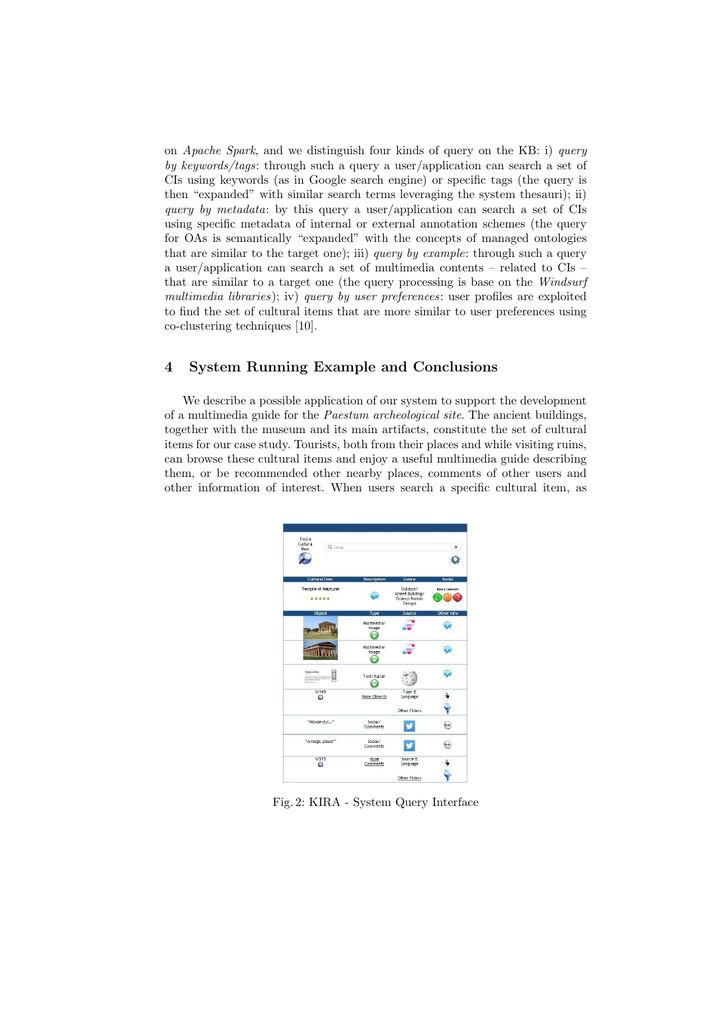on *Apache Spark*, and we distinguish four kinds of query on the KB: i) *query by keywords/tags*: through such a query a user/application can search a set of CIs using keywords (as in Google search engine) or specific tags (the query is then "expanded" with similar search terms leveraging the system thesauri); ii) *query by metadata*: by this query a user/application can search a set of CIs using specific metadata of internal or external annotation schemes (the query for OAs is semantically "expanded" with the concepts of managed ontologies that are similar to the target one); iii) *query by example*: through such a query a user/application can search a set of multimedia contents – related to CIs – that are similar to a target one (the query processing is base on the *Windsurf multimedia libraries*); iv) *query by user preferences*: user profiles are exploited to find the set of cultural items that are more similar to user preferences using co-clustering techniques [10].

## 4 System Running Example and Conclusions

We describe a possible application of our system to support the development of a multimedia guide for the *Paestum archeological site*. The ancient buildings, together with the museum and its main artifacts, constitute the set of cultural items for our case study. Tourists, both from their places and while visiting ruins, can browse these cultural items and enjoy a useful multimedia guide describing them, or be recommended other nearby places, comments of other users and other information of interest. When users search a specific cultural item, as

Fig. 2: KIRA - System Query Interface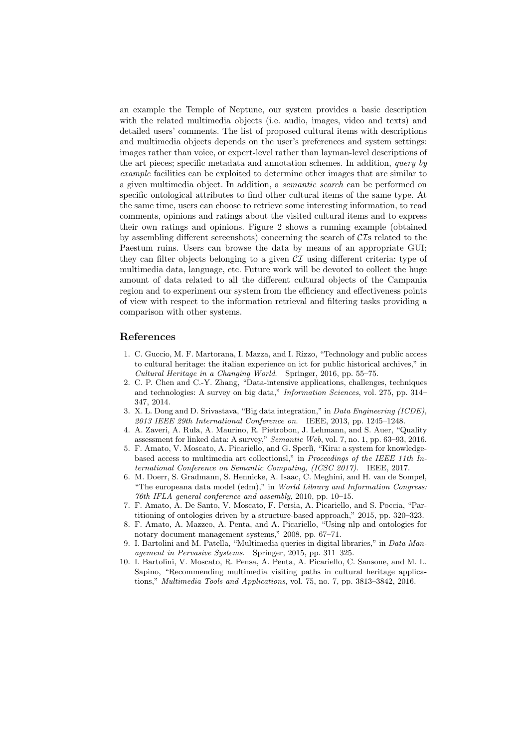an example the Temple of Neptune, our system provides a basic description with the related multimedia objects (i.e. audio, images, video and texts) and detailed users' comments. The list of proposed cultural items with descriptions and multimedia objects depends on the user's preferences and system settings: images rather than voice, or expert-level rather than layman-level descriptions of the art pieces; specific metadata and annotation schemes. In addition, *query by example* facilities can be exploited to determine other images that are similar to a given multimedia object. In addition, a *semantic search* can be performed on specific ontological attributes to find other cultural items of the same type. At the same time, users can choose to retrieve some interesting information, to read comments, opinions and ratings about the visited cultural items and to express their own ratings and opinions. Figure 2 shows a running example (obtained by assembling different screenshots) concerning the search of $\mathcal{CI}$s related to the Paestum ruins. Users can browse the data by means of an appropriate GUI; they can filter objects belonging to a given $\mathcal{CI}$ using different criteria: type of multimedia data, language, etc. Future work will be devoted to collect the huge amount of data related to all the different cultural objects of the Campania region and to experiment our system from the efficiency and effectiveness points of view with respect to the information retrieval and filtering tasks providing a comparison with other systems.

## References

1. C. Guccio, M. F. Martorana, I. Mazza, and I. Rizzo, "Technology and public access to cultural heritage: the italian experience on ict for public historical archives," in *Cultural Heritage in a Changing World*. Springer, 2016, pp. 55–75.
2. C. P. Chen and C.-Y. Zhang, "Data-intensive applications, challenges, techniques and technologies: A survey on big data," *Information Sciences*, vol. 275, pp. 314–347, 2014.
3. X. L. Dong and D. Srivastava, "Big data integration," in *Data Engineering (ICDE), 2013 IEEE 29th International Conference on*. IEEE, 2013, pp. 1245–1248.
4. A. Zaveri, A. Rula, A. Maurino, R. Pietrobon, J. Lehmann, and S. Auer, "Quality assessment for linked data: A survey," *Semantic Web*, vol. 7, no. 1, pp. 63–93, 2016.
5. F. Amato, V. Moscato, A. Picariello, and G. Sperlì, "Kira: a system for knowledge-based access to multimedia art collectionsl," in *Proceedings of the IEEE 11th International Conference on Semantic Computing, (ICSC 2017)*. IEEE, 2017.
6. M. Doerr, S. Gradmann, S. Hennicke, A. Isaac, C. Meghini, and H. van de Sompel, "The europeana data model (edm)," in *World Library and Information Congress: 76th IFLA general conference and assembly*, 2010, pp. 10–15.
7. F. Amato, A. De Santo, V. Moscato, F. Persia, A. Picariello, and S. Poccia, "Partitioning of ontologies driven by a structure-based approach," 2015, pp. 320–323.
8. F. Amato, A. Mazzeo, A. Penta, and A. Picariello, "Using nlp and ontologies for notary document management systems," 2008, pp. 67–71.
9. I. Bartolini and M. Patella, "Multimedia queries in digital libraries," in *Data Management in Pervasive Systems*. Springer, 2015, pp. 311–325.
10. I. Bartolini, V. Moscato, R. Pensa, A. Penta, A. Picariello, C. Sansone, and M. L. Sapino, "Recommending multimedia visiting paths in cultural heritage applications," *Multimedia Tools and Applications*, vol. 75, no. 7, pp. 3813–3842, 2016.